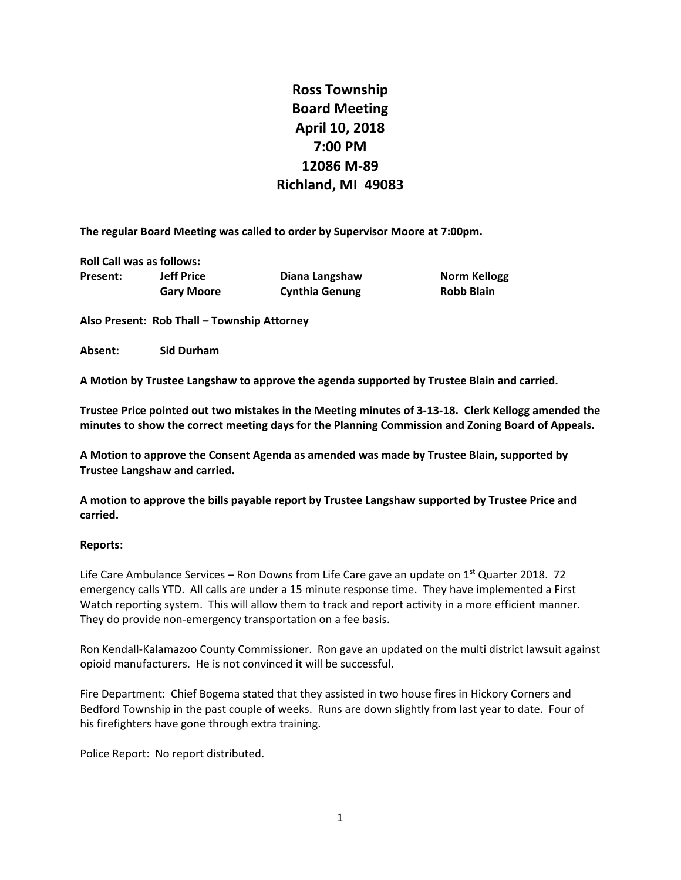# Ross Township
# Board Meeting
# April 10, 2018
# 7:00 PM
# 12086 M-89
# Richland, MI 49083

**The regular Board Meeting was called to order by Supervisor Moore at 7:00pm.**

**Roll Call was as follows:**

| **Present:** | **Jeff Price** | **Diana Langshaw** | **Norm Kellogg** |
|---|---|---|---|
| | **Gary Moore** | **Cynthia Genung** | **Robb Blain** |

**Also Present: Rob Thall – Township Attorney**

**Absent: Sid Durham**

**A Motion by Trustee Langshaw to approve the agenda supported by Trustee Blain and carried.**

**Trustee Price pointed out two mistakes in the Meeting minutes of 3-13-18. Clerk Kellogg amended the minutes to show the correct meeting days for the Planning Commission and Zoning Board of Appeals.**

**A Motion to approve the Consent Agenda as amended was made by Trustee Blain, supported by Trustee Langshaw and carried.**

**A motion to approve the bills payable report by Trustee Langshaw supported by Trustee Price and carried.**

**Reports:**

Life Care Ambulance Services – Ron Downs from Life Care gave an update on 1st Quarter 2018. 72 emergency calls YTD. All calls are under a 15 minute response time. They have implemented a First Watch reporting system. This will allow them to track and report activity in a more efficient manner. They do provide non-emergency transportation on a fee basis.

Ron Kendall-Kalamazoo County Commissioner. Ron gave an updated on the multi district lawsuit against opioid manufacturers. He is not convinced it will be successful.

Fire Department: Chief Bogema stated that they assisted in two house fires in Hickory Corners and Bedford Township in the past couple of weeks. Runs are down slightly from last year to date. Four of his firefighters have gone through extra training.

Police Report: No report distributed.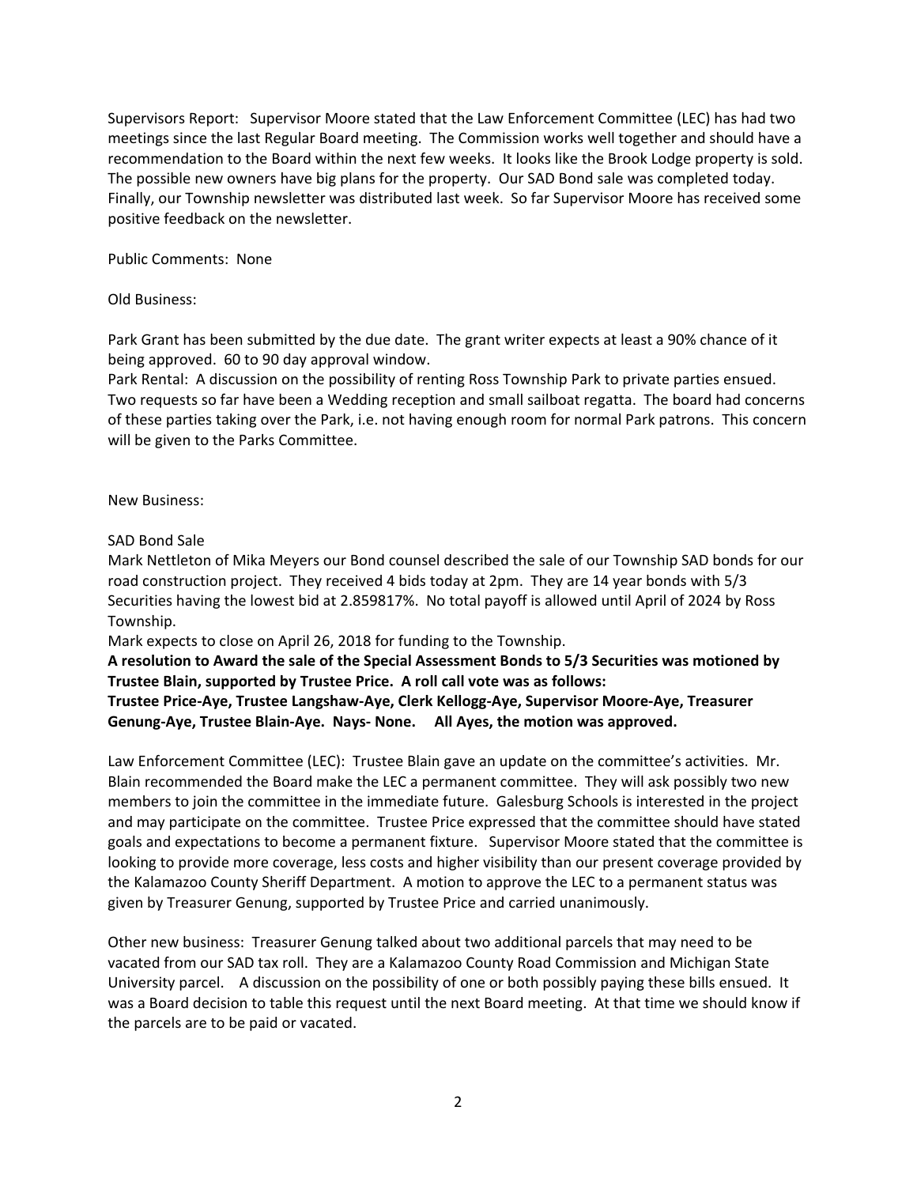Supervisors Report: Supervisor Moore stated that the Law Enforcement Committee (LEC) has had two meetings since the last Regular Board meeting. The Commission works well together and should have a recommendation to the Board within the next few weeks. It looks like the Brook Lodge property is sold. The possible new owners have big plans for the property. Our SAD Bond sale was completed today. Finally, our Township newsletter was distributed last week. So far Supervisor Moore has received some positive feedback on the newsletter.

Public Comments: None

Old Business:

Park Grant has been submitted by the due date. The grant writer expects at least a 90% chance of it being approved. 60 to 90 day approval window.
Park Rental: A discussion on the possibility of renting Ross Township Park to private parties ensued. Two requests so far have been a Wedding reception and small sailboat regatta. The board had concerns of these parties taking over the Park, i.e. not having enough room for normal Park patrons. This concern will be given to the Parks Committee.

New Business:

SAD Bond Sale
Mark Nettleton of Mika Meyers our Bond counsel described the sale of our Township SAD bonds for our road construction project. They received 4 bids today at 2pm. They are 14 year bonds with 5/3 Securities having the lowest bid at 2.859817%. No total payoff is allowed until April of 2024 by Ross Township.
Mark expects to close on April 26, 2018 for funding to the Township.
**A resolution to Award the sale of the Special Assessment Bonds to 5/3 Securities was motioned by Trustee Blain, supported by Trustee Price. A roll call vote was as follows:**
**Trustee Price-Aye, Trustee Langshaw-Aye, Clerk Kellogg-Aye, Supervisor Moore-Aye, Treasurer Genung-Aye, Trustee Blain-Aye. Nays- None. All Ayes, the motion was approved.**

Law Enforcement Committee (LEC): Trustee Blain gave an update on the committee's activities. Mr. Blain recommended the Board make the LEC a permanent committee. They will ask possibly two new members to join the committee in the immediate future. Galesburg Schools is interested in the project and may participate on the committee. Trustee Price expressed that the committee should have stated goals and expectations to become a permanent fixture. Supervisor Moore stated that the committee is looking to provide more coverage, less costs and higher visibility than our present coverage provided by the Kalamazoo County Sheriff Department. A motion to approve the LEC to a permanent status was given by Treasurer Genung, supported by Trustee Price and carried unanimously.

Other new business: Treasurer Genung talked about two additional parcels that may need to be vacated from our SAD tax roll. They are a Kalamazoo County Road Commission and Michigan State University parcel. A discussion on the possibility of one or both possibly paying these bills ensued. It was a Board decision to table this request until the next Board meeting. At that time we should know if the parcels are to be paid or vacated.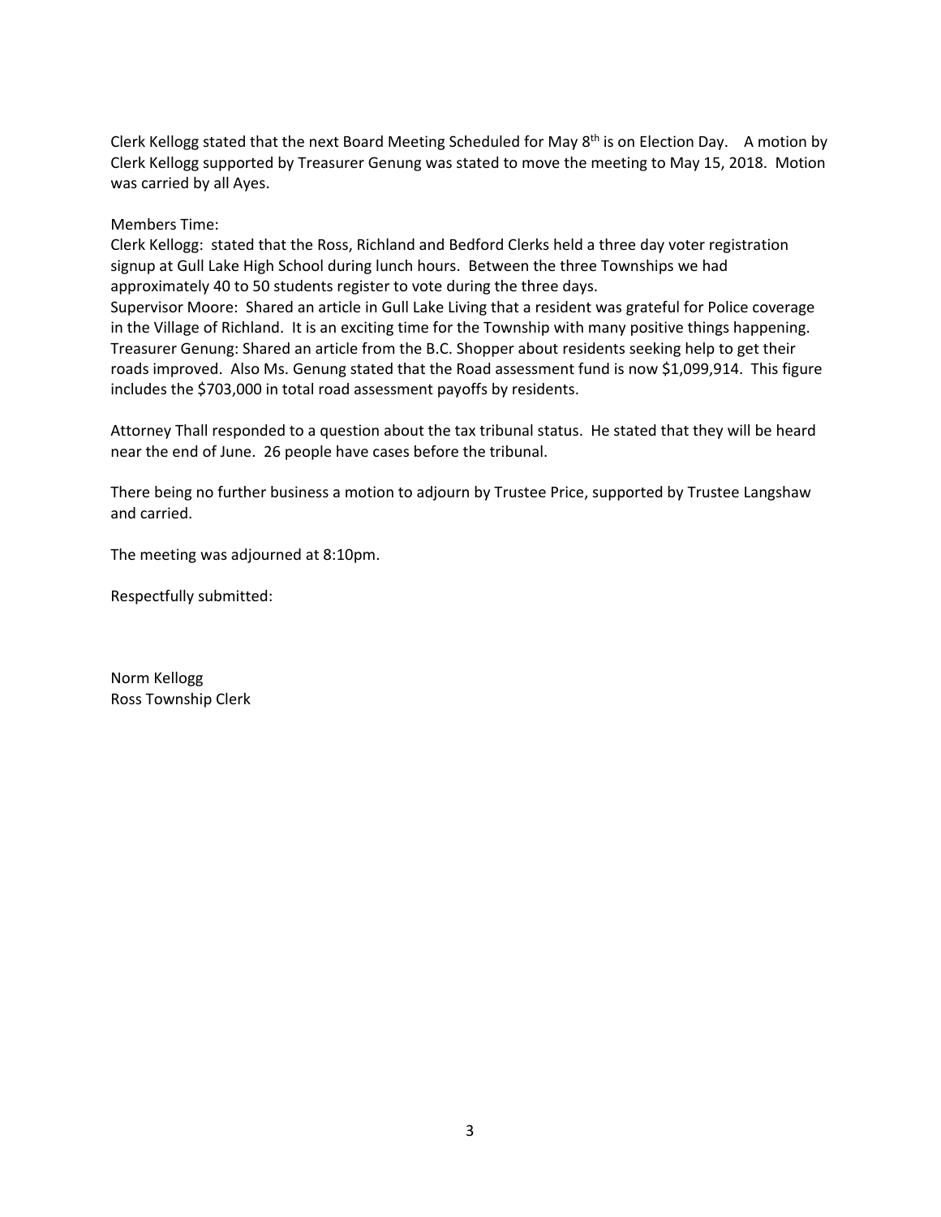Clerk Kellogg stated that the next Board Meeting Scheduled for May 8th is on Election Day. A motion by Clerk Kellogg supported by Treasurer Genung was stated to move the meeting to May 15, 2018. Motion was carried by all Ayes.

Members Time:
Clerk Kellogg: stated that the Ross, Richland and Bedford Clerks held a three day voter registration signup at Gull Lake High School during lunch hours. Between the three Townships we had approximately 40 to 50 students register to vote during the three days.
Supervisor Moore: Shared an article in Gull Lake Living that a resident was grateful for Police coverage in the Village of Richland. It is an exciting time for the Township with many positive things happening.
Treasurer Genung: Shared an article from the B.C. Shopper about residents seeking help to get their roads improved. Also Ms. Genung stated that the Road assessment fund is now $1,099,914. This figure includes the $703,000 in total road assessment payoffs by residents.

Attorney Thall responded to a question about the tax tribunal status. He stated that they will be heard near the end of June. 26 people have cases before the tribunal.

There being no further business a motion to adjourn by Trustee Price, supported by Trustee Langshaw and carried.

The meeting was adjourned at 8:10pm.

Respectfully submitted:

Norm Kellogg
Ross Township Clerk